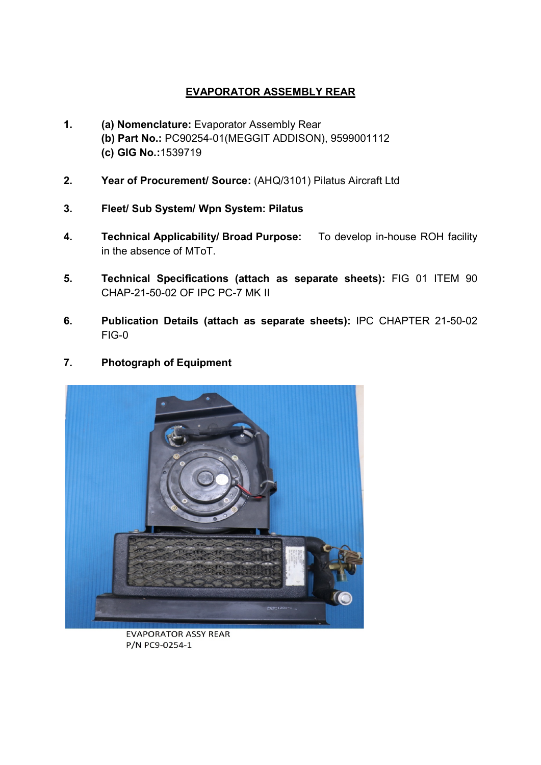# EVAPORATOR ASSEMBLY REAR

1. **(a) Nomenclature:** Evaporator Assembly Rear
   **(b) Part No.:** PC90254-01(MEGGIT ADDISON), 9599001112
   **(c) GIG No.:**1539719

2. **Year of Procurement/ Source:** (AHQ/3101) Pilatus Aircraft Ltd

3. **Fleet/ Sub System/ Wpn System: Pilatus**

4. **Technical Applicability/ Broad Purpose:** To develop in-house ROH facility in the absence of MToT.

5. **Technical Specifications (attach as separate sheets):** FIG 01 ITEM 90 CHAP-21-50-02 OF IPC PC-7 MK II

6. **Publication Details (attach as separate sheets):** IPC CHAPTER 21-50-02 FIG-0

7. **Photograph of Equipment**

EVAPORATOR ASSY REAR
P/N PC9-0254-1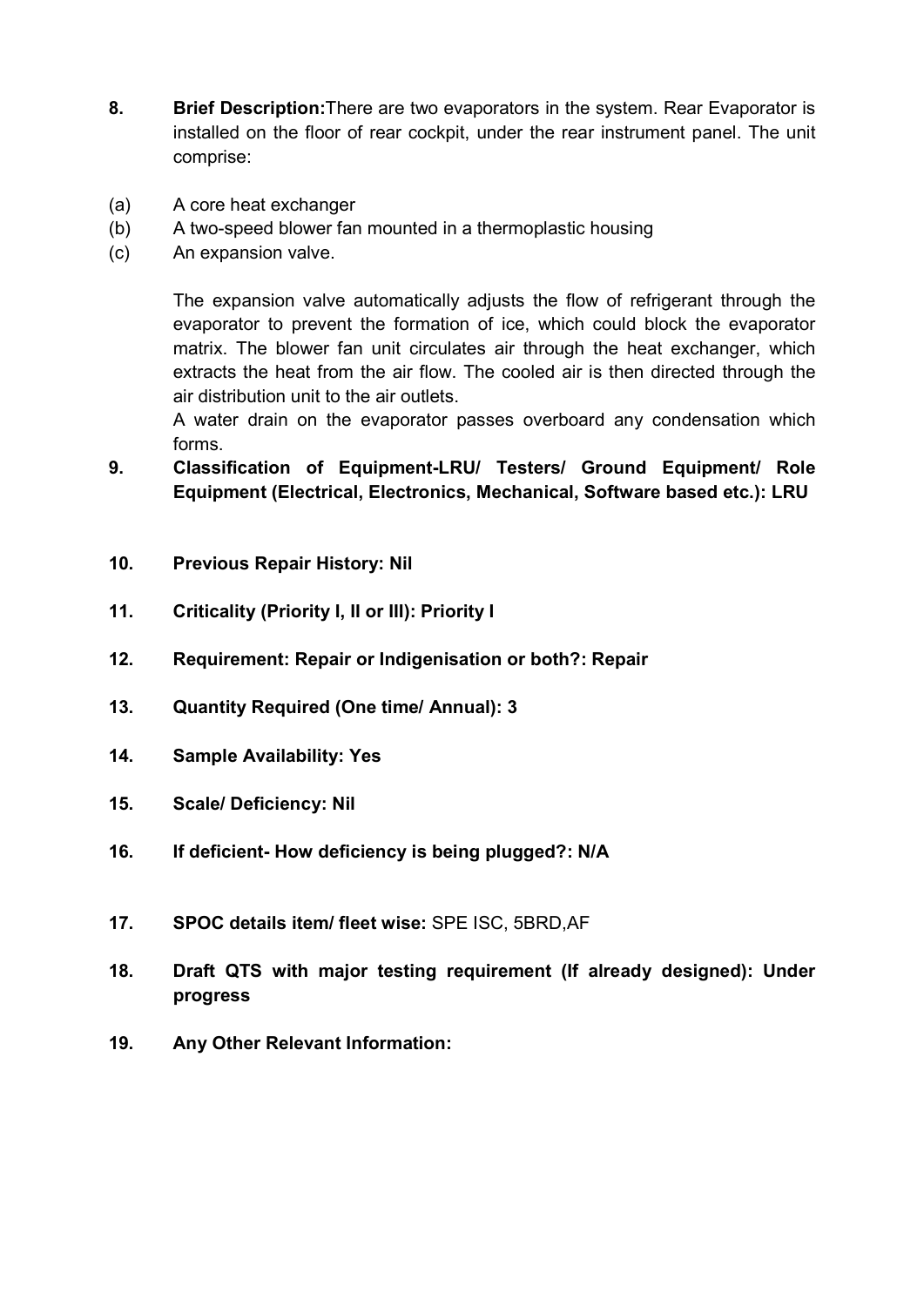8. **Brief Description:**There are two evaporators in the system. Rear Evaporator is installed on the floor of rear cockpit, under the rear instrument panel. The unit comprise:

(a) A core heat exchanger

(b) A two-speed blower fan mounted in a thermoplastic housing

(c) An expansion valve.

The expansion valve automatically adjusts the flow of refrigerant through the evaporator to prevent the formation of ice, which could block the evaporator matrix. The blower fan unit circulates air through the heat exchanger, which extracts the heat from the air flow. The cooled air is then directed through the air distribution unit to the air outlets.

A water drain on the evaporator passes overboard any condensation which forms.

9. **Classification of Equipment-LRU/ Testers/ Ground Equipment/ Role Equipment (Electrical, Electronics, Mechanical, Software based etc.): LRU**

10. **Previous Repair History: Nil**

11. **Criticality (Priority I, II or III): Priority I**

12. **Requirement: Repair or Indigenisation or both?: Repair**

13. **Quantity Required (One time/ Annual): 3**

14. **Sample Availability: Yes**

15. **Scale/ Deficiency: Nil**

16. **If deficient- How deficiency is being plugged?: N/A**

17. **SPOC details item/ fleet wise:** SPE ISC, 5BRD,AF

18. **Draft QTS with major testing requirement (If already designed): Under progress**

19. **Any Other Relevant Information:**